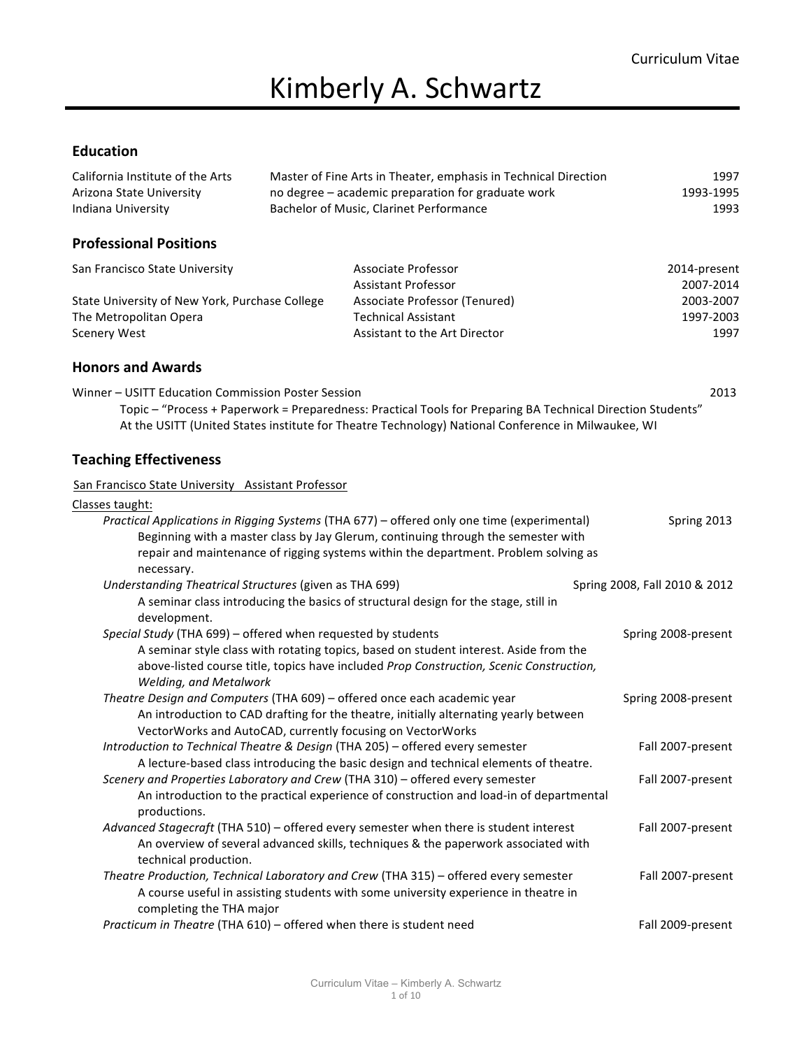Curriculum Vitae

# Kimberly A. Schwartz

## Education

| | | |
|---|---|---|
| California Institute of the Arts | Master of Fine Arts in Theater, emphasis in Technical Direction | 1997 |
| Arizona State University | no degree – academic preparation for graduate work | 1993-1995 |
| Indiana University | Bachelor of Music, Clarinet Performance | 1993 |

## Professional Positions

| | | |
|---|---|---|
| San Francisco State University | Associate Professor | 2014-present |
| | Assistant Professor | 2007-2014 |
| State University of New York, Purchase College | Associate Professor (Tenured) | 2003-2007 |
| The Metropolitan Opera | Technical Assistant | 1997-2003 |
| Scenery West | Assistant to the Art Director | 1997 |

## Honors and Awards

Winner – USITT Education Commission Poster Session — 2013

Topic – "Process + Paperwork = Preparedness: Practical Tools for Preparing BA Technical Direction Students"
At the USITT (United States institute for Theatre Technology) National Conference in Milwaukee, WI

## Teaching Effectiveness

<u>San Francisco State University Assistant Professor</u>

<u>Classes taught:</u>

*Practical Applications in Rigging Systems* (THA 677) – offered only one time (experimental) — Spring 2013
Beginning with a master class by Jay Glerum, continuing through the semester with repair and maintenance of rigging systems within the department. Problem solving as necessary.

*Understanding Theatrical Structures* (given as THA 699) — Spring 2008, Fall 2010 & 2012
A seminar class introducing the basics of structural design for the stage, still in development.

*Special Study* (THA 699) – offered when requested by students — Spring 2008-present
A seminar style class with rotating topics, based on student interest. Aside from the above-listed course title, topics have included *Prop Construction, Scenic Construction, Welding, and Metalwork*

*Theatre Design and Computers* (THA 609) – offered once each academic year — Spring 2008-present
An introduction to CAD drafting for the theatre, initially alternating yearly between VectorWorks and AutoCAD, currently focusing on VectorWorks

*Introduction to Technical Theatre & Design* (THA 205) – offered every semester — Fall 2007-present
A lecture-based class introducing the basic design and technical elements of theatre.

*Scenery and Properties Laboratory and Crew* (THA 310) – offered every semester — Fall 2007-present
An introduction to the practical experience of construction and load-in of departmental productions.

*Advanced Stagecraft* (THA 510) – offered every semester when there is student interest — Fall 2007-present
An overview of several advanced skills, techniques & the paperwork associated with technical production.

*Theatre Production, Technical Laboratory and Crew* (THA 315) – offered every semester — Fall 2007-present
A course useful in assisting students with some university experience in theatre in completing the THA major

*Practicum in Theatre* (THA 610) – offered when there is student need — Fall 2009-present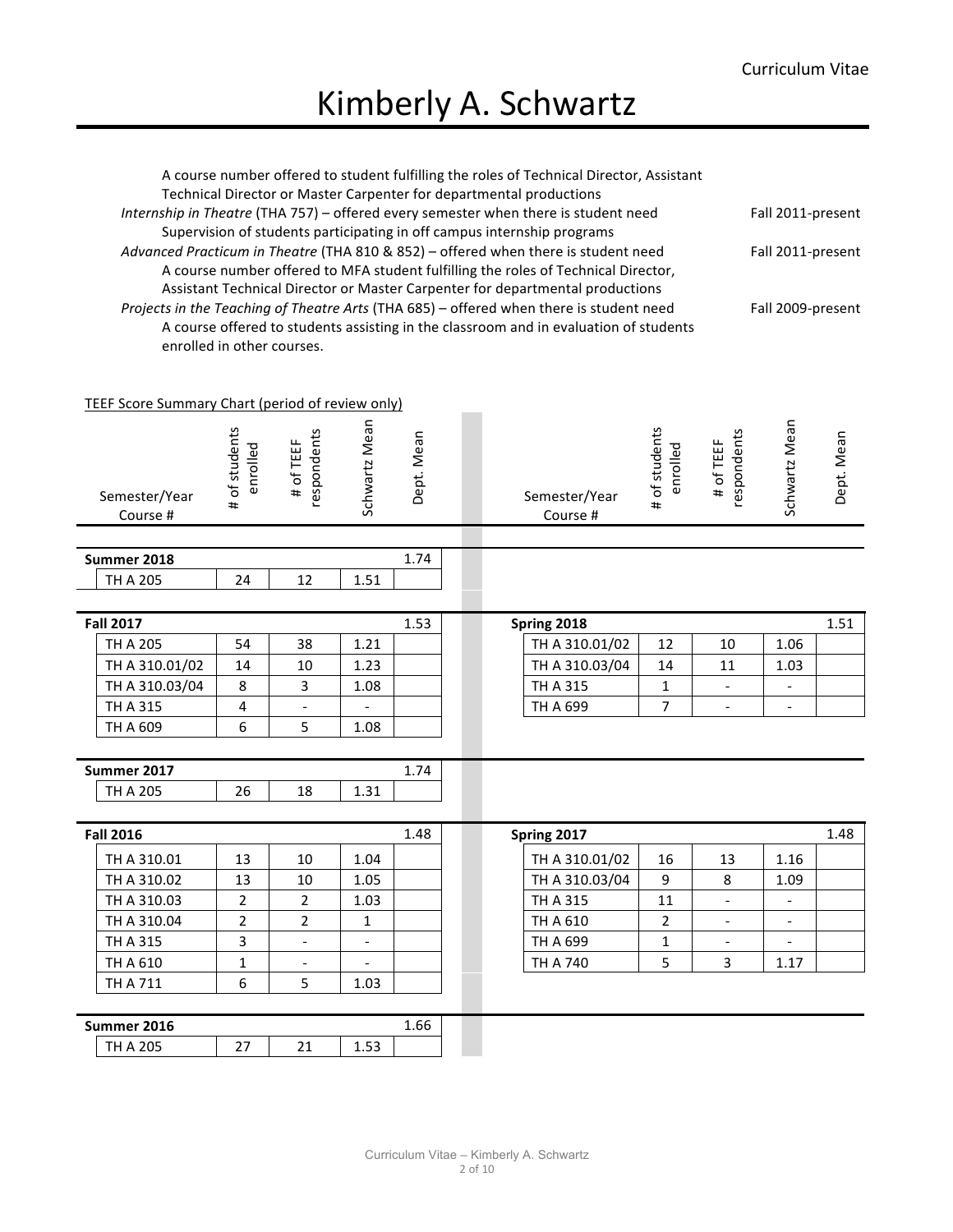A course number offered to student fulfilling the roles of Technical Director, Assistant Technical Director or Master Carpenter for departmental productions

*Internship in Theatre* (THA 757) – offered every semester when there is student need — Fall 2011-present

Supervision of students participating in off campus internship programs

*Advanced Practicum in Theatre* (THA 810 & 852) – offered when there is student need — Fall 2011-present

A course number offered to MFA student fulfilling the roles of Technical Director, Assistant Technical Director or Master Carpenter for departmental productions

*Projects in the Teaching of Theatre Arts* (THA 685) – offered when there is student need — Fall 2009-present

A course offered to students assisting in the classroom and in evaluation of students enrolled in other courses.

TEEF Score Summary Chart (period of review only)

| Semester/Year Course # | # of students enrolled | # of TEEF respondents | Schwartz Mean | Dept. Mean |
|---|---|---|---|---|
| **Summer 2018** | | | | 1.74 |
| TH A 205 | 24 | 12 | 1.51 | |
| **Fall 2017** | | | | 1.53 |
| TH A 205 | 54 | 38 | 1.21 | |
| TH A 310.01/02 | 14 | 10 | 1.23 | |
| TH A 310.03/04 | 8 | 3 | 1.08 | |
| TH A 315 | 4 | - | - | |
| TH A 609 | 6 | 5 | 1.08 | |
| **Summer 2017** | | | | 1.74 |
| TH A 205 | 26 | 18 | 1.31 | |
| **Fall 2016** | | | | 1.48 |
| TH A 310.01 | 13 | 10 | 1.04 | |
| TH A 310.02 | 13 | 10 | 1.05 | |
| TH A 310.03 | 2 | 2 | 1.03 | |
| TH A 310.04 | 2 | 2 | 1 | |
| TH A 315 | 3 | - | - | |
| TH A 610 | 1 | - | - | |
| TH A 711 | 6 | 5 | 1.03 | |
| **Summer 2016** | | | | 1.66 |
| TH A 205 | 27 | 21 | 1.53 | |

| Semester/Year Course # | # of students enrolled | # of TEEF respondents | Schwartz Mean | Dept. Mean |
|---|---|---|---|---|
| **Spring 2018** | | | | 1.51 |
| TH A 310.01/02 | 12 | 10 | 1.06 | |
| TH A 310.03/04 | 14 | 11 | 1.03 | |
| TH A 315 | 1 | - | - | |
| TH A 699 | 7 | - | - | |
| **Spring 2017** | | | | 1.48 |
| TH A 310.01/02 | 16 | 13 | 1.16 | |
| TH A 310.03/04 | 9 | 8 | 1.09 | |
| TH A 315 | 11 | - | - | |
| TH A 610 | 2 | - | - | |
| TH A 699 | 1 | - | - | |
| TH A 740 | 5 | 3 | 1.17 | |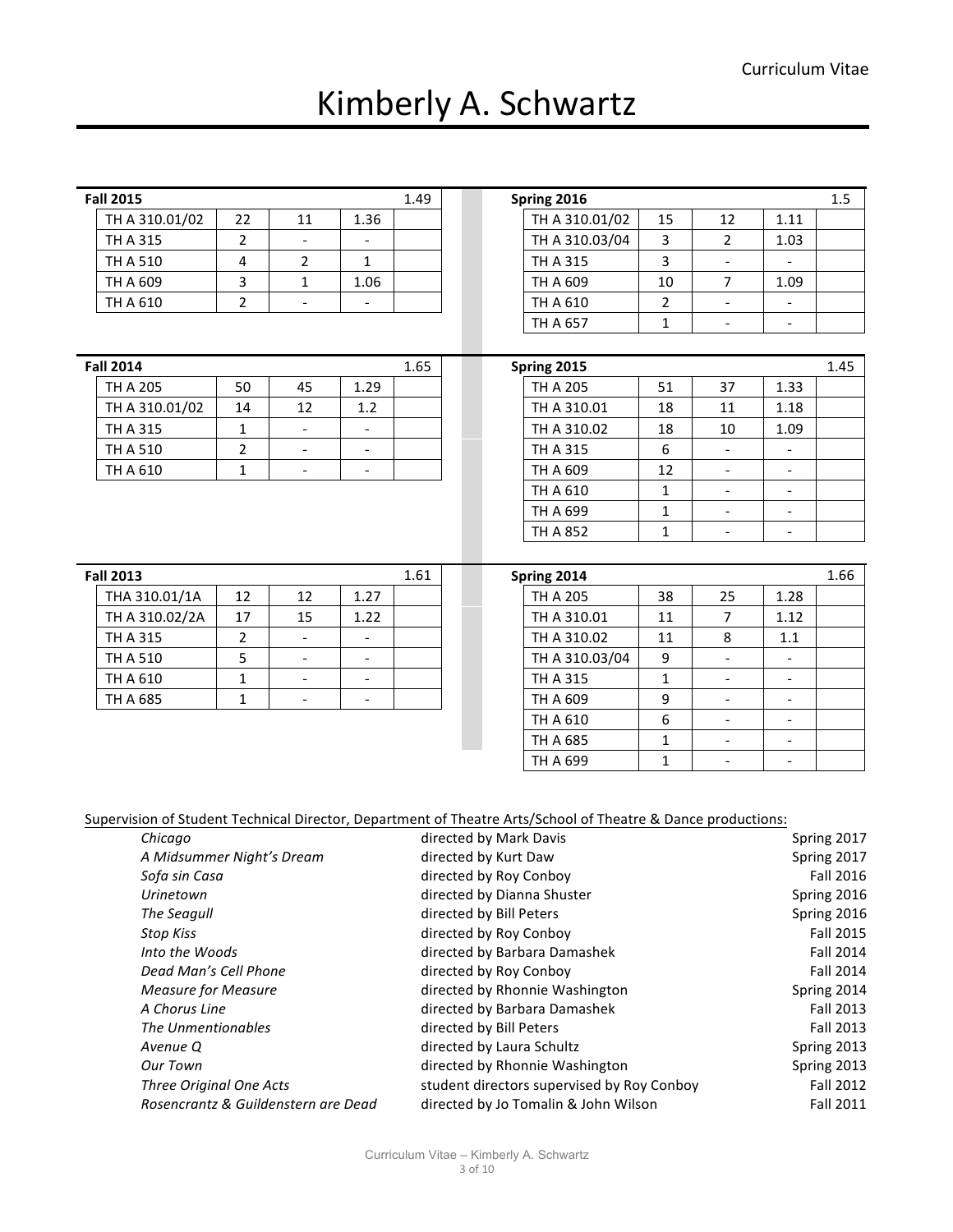| Fall 2015 | | | | 1.49 |
|---|---|---|---|---|
| TH A 310.01/02 | 22 | 11 | 1.36 | |
| TH A 315 | 2 | - | - | |
| TH A 510 | 4 | 2 | 1 | |
| TH A 609 | 3 | 1 | 1.06 | |
| TH A 610 | 2 | - | - | |

| Spring 2016 | | | | 1.5 |
|---|---|---|---|---|
| TH A 310.01/02 | 15 | 12 | 1.11 | |
| TH A 310.03/04 | 3 | 2 | 1.03 | |
| TH A 315 | 3 | - | - | |
| TH A 609 | 10 | 7 | 1.09 | |
| TH A 610 | 2 | - | - | |
| TH A 657 | 1 | - | - | |

| Fall 2014 | | | | 1.65 |
|---|---|---|---|---|
| TH A 205 | 50 | 45 | 1.29 | |
| TH A 310.01/02 | 14 | 12 | 1.2 | |
| TH A 315 | 1 | - | - | |
| TH A 510 | 2 | - | - | |
| TH A 610 | 1 | - | - | |

| Spring 2015 | | | | 1.45 |
|---|---|---|---|---|
| TH A 205 | 51 | 37 | 1.33 | |
| TH A 310.01 | 18 | 11 | 1.18 | |
| TH A 310.02 | 18 | 10 | 1.09 | |
| TH A 315 | 6 | - | - | |
| TH A 609 | 12 | - | - | |
| TH A 610 | 1 | - | - | |
| TH A 699 | 1 | - | - | |
| TH A 852 | 1 | - | - | |

| Fall 2013 | | | | 1.61 |
|---|---|---|---|---|
| THA 310.01/1A | 12 | 12 | 1.27 | |
| TH A 310.02/2A | 17 | 15 | 1.22 | |
| TH A 315 | 2 | - | - | |
| TH A 510 | 5 | - | - | |
| TH A 610 | 1 | - | - | |
| TH A 685 | 1 | - | - | |

| Spring 2014 | | | | 1.66 |
|---|---|---|---|---|
| TH A 205 | 38 | 25 | 1.28 | |
| TH A 310.01 | 11 | 7 | 1.12 | |
| TH A 310.02 | 11 | 8 | 1.1 | |
| TH A 310.03/04 | 9 | - | - | |
| TH A 315 | 1 | - | - | |
| TH A 609 | 9 | - | - | |
| TH A 610 | 6 | - | - | |
| TH A 685 | 1 | - | - | |
| TH A 699 | 1 | - | - | |

Supervision of Student Technical Director, Department of Theatre Arts/School of Theatre & Dance productions:

| | | |
|---|---|---|
| *Chicago* | directed by Mark Davis | Spring 2017 |
| *A Midsummer Night's Dream* | directed by Kurt Daw | Spring 2017 |
| *Sofa sin Casa* | directed by Roy Conboy | Fall 2016 |
| *Urinetown* | directed by Dianna Shuster | Spring 2016 |
| *The Seagull* | directed by Bill Peters | Spring 2016 |
| *Stop Kiss* | directed by Roy Conboy | Fall 2015 |
| *Into the Woods* | directed by Barbara Damashek | Fall 2014 |
| *Dead Man's Cell Phone* | directed by Roy Conboy | Fall 2014 |
| *Measure for Measure* | directed by Rhonnie Washington | Spring 2014 |
| *A Chorus Line* | directed by Barbara Damashek | Fall 2013 |
| *The Unmentionables* | directed by Bill Peters | Fall 2013 |
| *Avenue Q* | directed by Laura Schultz | Spring 2013 |
| *Our Town* | directed by Rhonnie Washington | Spring 2013 |
| *Three Original One Acts* | student directors supervised by Roy Conboy | Fall 2012 |
| *Rosencrantz & Guildenstern are Dead* | directed by Jo Tomalin & John Wilson | Fall 2011 |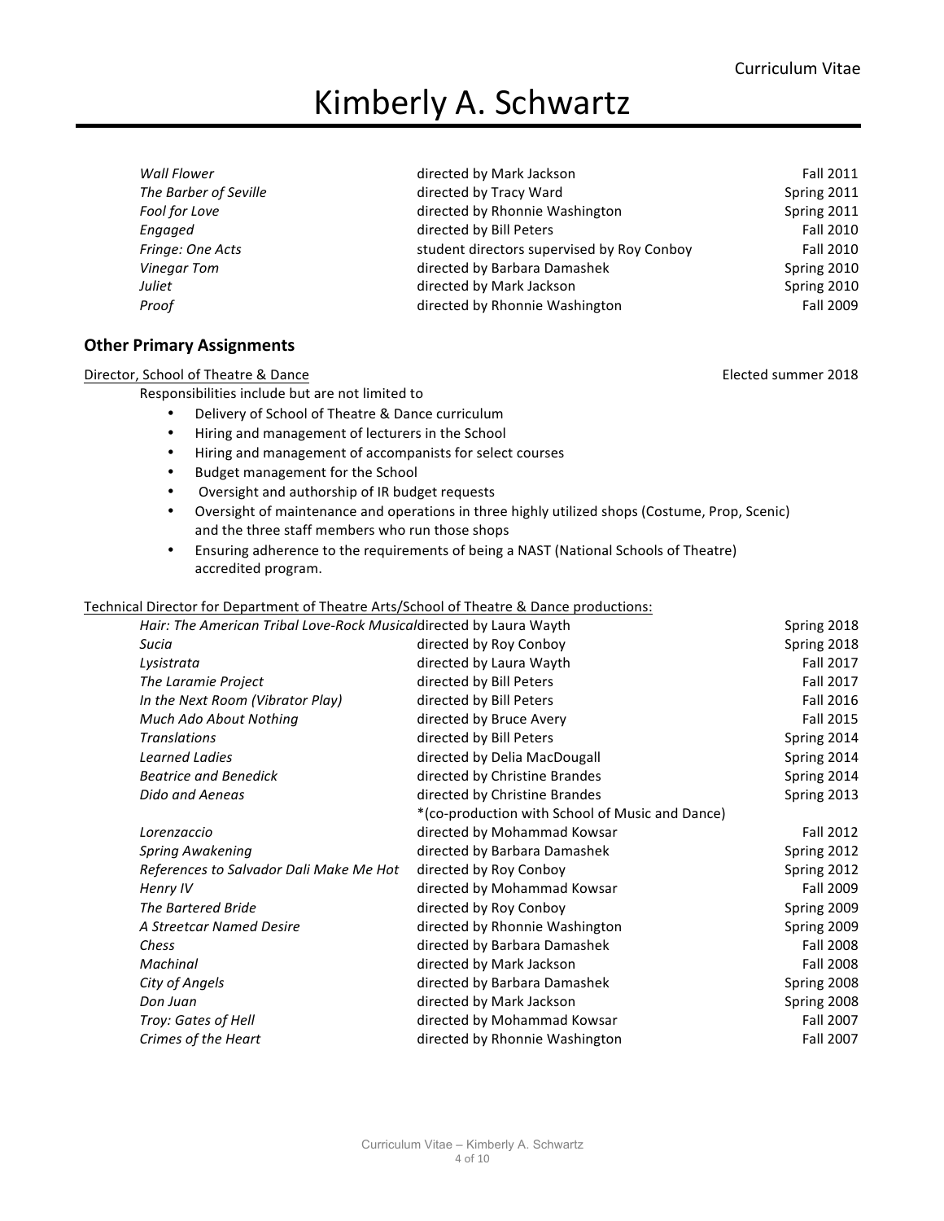| | | |
|---|---|---|
| *Wall Flower* | directed by Mark Jackson | Fall 2011 |
| *The Barber of Seville* | directed by Tracy Ward | Spring 2011 |
| *Fool for Love* | directed by Rhonnie Washington | Spring 2011 |
| *Engaged* | directed by Bill Peters | Fall 2010 |
| *Fringe: One Acts* | student directors supervised by Roy Conboy | Fall 2010 |
| *Vinegar Tom* | directed by Barbara Damashek | Spring 2010 |
| *Juliet* | directed by Mark Jackson | Spring 2010 |
| *Proof* | directed by Rhonnie Washington | Fall 2009 |

### Other Primary Assignments

Director, School of Theatre & Dance — Elected summer 2018

Responsibilities include but are not limited to

- Delivery of School of Theatre & Dance curriculum
- Hiring and management of lecturers in the School
- Hiring and management of accompanists for select courses
- Budget management for the School
- Oversight and authorship of IR budget requests
- Oversight of maintenance and operations in three highly utilized shops (Costume, Prop, Scenic) and the three staff members who run those shops
- Ensuring adherence to the requirements of being a NAST (National Schools of Theatre) accredited program.

Technical Director for Department of Theatre Arts/School of Theatre & Dance productions:

| | | |
|---|---|---|
| *Hair: The American Tribal Love-Rock Musical* | directed by Laura Wayth | Spring 2018 |
| *Sucia* | directed by Roy Conboy | Spring 2018 |
| *Lysistrata* | directed by Laura Wayth | Fall 2017 |
| *The Laramie Project* | directed by Bill Peters | Fall 2017 |
| *In the Next Room (Vibrator Play)* | directed by Bill Peters | Fall 2016 |
| *Much Ado About Nothing* | directed by Bruce Avery | Fall 2015 |
| *Translations* | directed by Bill Peters | Spring 2014 |
| *Learned Ladies* | directed by Delia MacDougall | Spring 2014 |
| *Beatrice and Benedick* | directed by Christine Brandes | Spring 2014 |
| *Dido and Aeneas* | directed by Christine Brandes<br>*(co-production with School of Music and Dance) | Spring 2013 |
| *Lorenzaccio* | directed by Mohammad Kowsar | Fall 2012 |
| *Spring Awakening* | directed by Barbara Damashek | Spring 2012 |
| *References to Salvador Dali Make Me Hot* | directed by Roy Conboy | Spring 2012 |
| *Henry IV* | directed by Mohammad Kowsar | Fall 2009 |
| *The Bartered Bride* | directed by Roy Conboy | Spring 2009 |
| *A Streetcar Named Desire* | directed by Rhonnie Washington | Spring 2009 |
| *Chess* | directed by Barbara Damashek | Fall 2008 |
| *Machinal* | directed by Mark Jackson | Fall 2008 |
| *City of Angels* | directed by Barbara Damashek | Spring 2008 |
| *Don Juan* | directed by Mark Jackson | Spring 2008 |
| *Troy: Gates of Hell* | directed by Mohammad Kowsar | Fall 2007 |
| *Crimes of the Heart* | directed by Rhonnie Washington | Fall 2007 |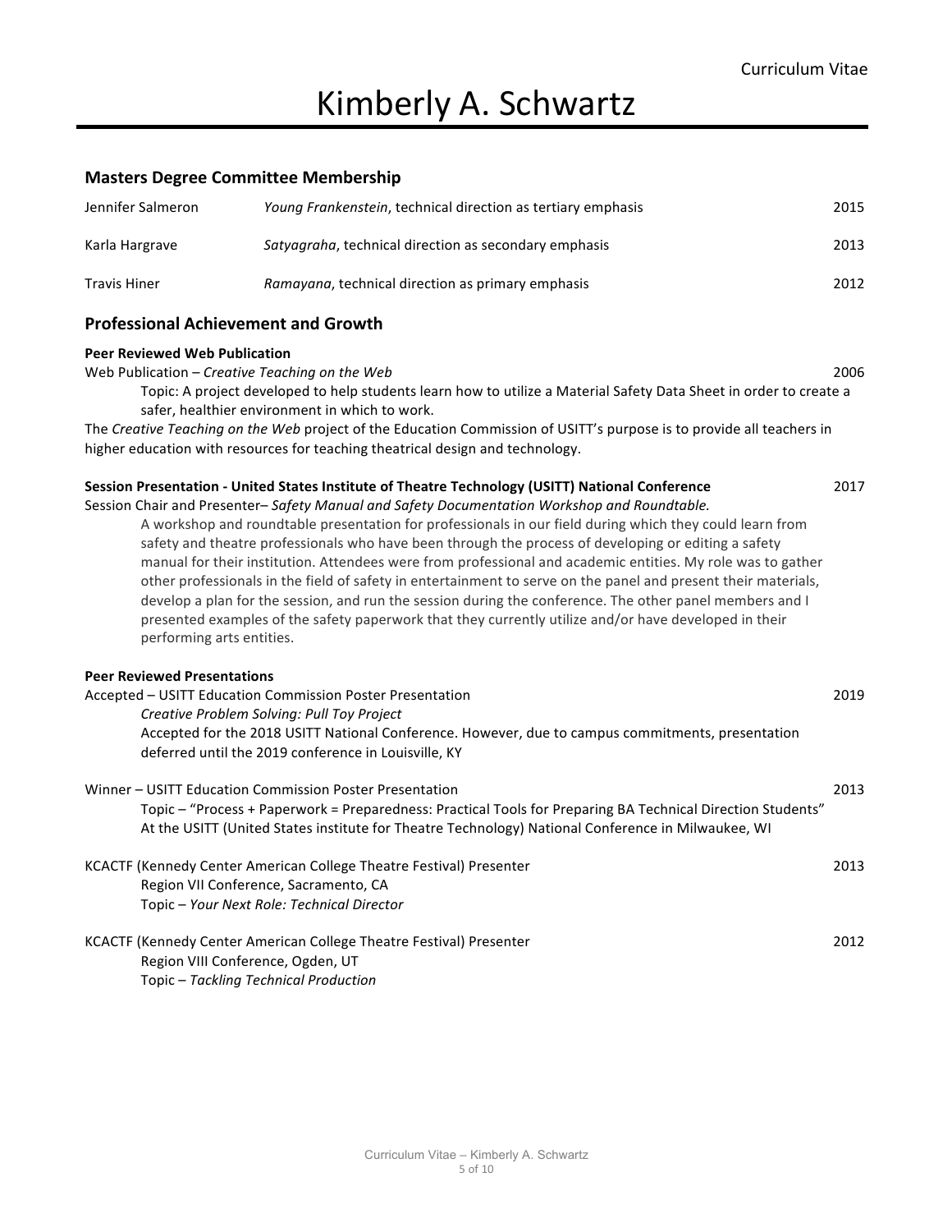## Masters Degree Committee Membership

| | | |
|---|---|---|
| Jennifer Salmeron | *Young Frankenstein*, technical direction as tertiary emphasis | 2015 |
| Karla Hargrave | *Satyagraha*, technical direction as secondary emphasis | 2013 |
| Travis Hiner | *Ramayana*, technical direction as primary emphasis | 2012 |

## Professional Achievement and Growth

**Peer Reviewed Web Publication**

Web Publication – *Creative Teaching on the Web* 2006

Topic: A project developed to help students learn how to utilize a Material Safety Data Sheet in order to create a safer, healthier environment in which to work.

The *Creative Teaching on the Web* project of the Education Commission of USITT's purpose is to provide all teachers in higher education with resources for teaching theatrical design and technology.

**Session Presentation - United States Institute of Theatre Technology (USITT) National Conference** 2017

Session Chair and Presenter– *Safety Manual and Safety Documentation Workshop and Roundtable.*

A workshop and roundtable presentation for professionals in our field during which they could learn from safety and theatre professionals who have been through the process of developing or editing a safety manual for their institution. Attendees were from professional and academic entities. My role was to gather other professionals in the field of safety in entertainment to serve on the panel and present their materials, develop a plan for the session, and run the session during the conference. The other panel members and I presented examples of the safety paperwork that they currently utilize and/or have developed in their performing arts entities.

**Peer Reviewed Presentations**

Accepted – USITT Education Commission Poster Presentation 2019

*Creative Problem Solving: Pull Toy Project*

Accepted for the 2018 USITT National Conference. However, due to campus commitments, presentation deferred until the 2019 conference in Louisville, KY

Winner – USITT Education Commission Poster Presentation 2013

Topic – "Process + Paperwork = Preparedness: Practical Tools for Preparing BA Technical Direction Students"

At the USITT (United States institute for Theatre Technology) National Conference in Milwaukee, WI

KCACTF (Kennedy Center American College Theatre Festival) Presenter 2013

Region VII Conference, Sacramento, CA

Topic – *Your Next Role: Technical Director*

KCACTF (Kennedy Center American College Theatre Festival) Presenter 2012

Region VIII Conference, Ogden, UT

Topic – *Tackling Technical Production*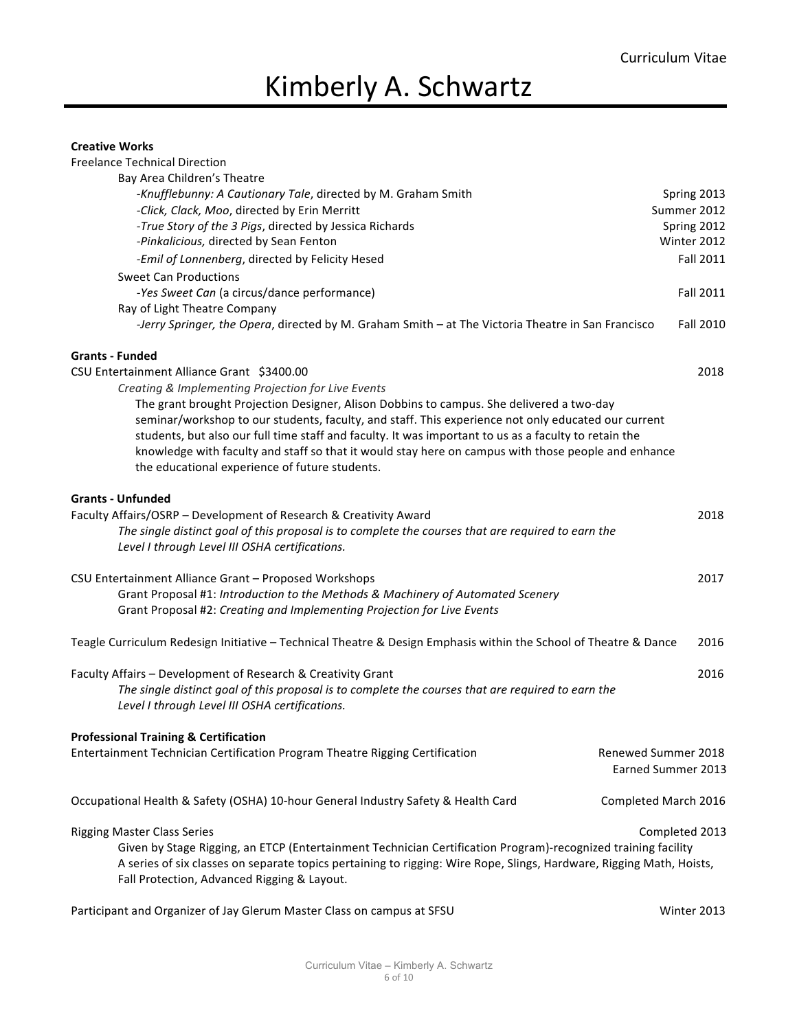Curriculum Vitae

# Kimberly A. Schwartz

**Creative Works**

Freelance Technical Direction

Bay Area Children's Theatre

- *Knufflebunny: A Cautionary Tale*, directed by M. Graham Smith — Spring 2013
- *Click, Clack, Moo*, directed by Erin Merritt — Summer 2012
- *True Story of the 3 Pigs*, directed by Jessica Richards — Spring 2012
- *Pinkalicious,* directed by Sean Fenton — Winter 2012
- *Emil of Lonnenberg*, directed by Felicity Hesed — Fall 2011

Sweet Can Productions

- *Yes Sweet Can* (a circus/dance performance) — Fall 2011

Ray of Light Theatre Company

- *Jerry Springer, the Opera*, directed by M. Graham Smith – at The Victoria Theatre in San Francisco — Fall 2010

**Grants - Funded**

CSU Entertainment Alliance Grant $3400.00 — 2018

*Creating & Implementing Projection for Live Events*

The grant brought Projection Designer, Alison Dobbins to campus. She delivered a two-day seminar/workshop to our students, faculty, and staff. This experience not only educated our current students, but also our full time staff and faculty. It was important to us as a faculty to retain the knowledge with faculty and staff so that it would stay here on campus with those people and enhance the educational experience of future students.

**Grants - Unfunded**

Faculty Affairs/OSRP – Development of Research & Creativity Award — 2018

*The single distinct goal of this proposal is to complete the courses that are required to earn the Level I through Level III OSHA certifications.*

CSU Entertainment Alliance Grant – Proposed Workshops — 2017

Grant Proposal #1: *Introduction to the Methods & Machinery of Automated Scenery*

Grant Proposal #2: *Creating and Implementing Projection for Live Events*

Teagle Curriculum Redesign Initiative – Technical Theatre & Design Emphasis within the School of Theatre & Dance — 2016

Faculty Affairs – Development of Research & Creativity Grant — 2016

*The single distinct goal of this proposal is to complete the courses that are required to earn the Level I through Level III OSHA certifications.*

**Professional Training & Certification**

Entertainment Technician Certification Program Theatre Rigging Certification — Renewed Summer 2018; Earned Summer 2013

Occupational Health & Safety (OSHA) 10-hour General Industry Safety & Health Card — Completed March 2016

Rigging Master Class Series — Completed 2013

Given by Stage Rigging, an ETCP (Entertainment Technician Certification Program)-recognized training facility

A series of six classes on separate topics pertaining to rigging: Wire Rope, Slings, Hardware, Rigging Math, Hoists, Fall Protection, Advanced Rigging & Layout.

Participant and Organizer of Jay Glerum Master Class on campus at SFSU — Winter 2013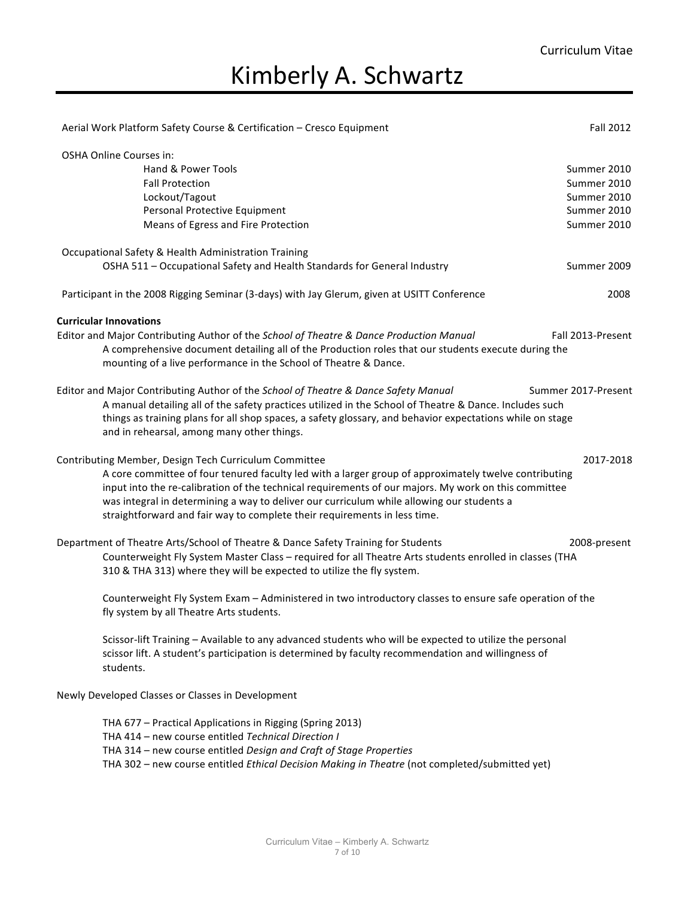Curriculum Vitae

# Kimberly A. Schwartz

Aerial Work Platform Safety Course & Certification – Cresco Equipment — Fall 2012

OSHA Online Courses in:

- Hand & Power Tools — Summer 2010
- Fall Protection — Summer 2010
- Lockout/Tagout — Summer 2010
- Personal Protective Equipment — Summer 2010
- Means of Egress and Fire Protection — Summer 2010

Occupational Safety & Health Administration Training

- OSHA 511 – Occupational Safety and Health Standards for General Industry — Summer 2009

Participant in the 2008 Rigging Seminar (3-days) with Jay Glerum, given at USITT Conference — 2008

**Curricular Innovations**

Editor and Major Contributing Author of the *School of Theatre & Dance Production Manual* — Fall 2013-Present

A comprehensive document detailing all of the Production roles that our students execute during the mounting of a live performance in the School of Theatre & Dance.

Editor and Major Contributing Author of the *School of Theatre & Dance Safety Manual* — Summer 2017-Present

A manual detailing all of the safety practices utilized in the School of Theatre & Dance. Includes such things as training plans for all shop spaces, a safety glossary, and behavior expectations while on stage and in rehearsal, among many other things.

Contributing Member, Design Tech Curriculum Committee — 2017-2018

A core committee of four tenured faculty led with a larger group of approximately twelve contributing input into the re-calibration of the technical requirements of our majors. My work on this committee was integral in determining a way to deliver our curriculum while allowing our students a straightforward and fair way to complete their requirements in less time.

Department of Theatre Arts/School of Theatre & Dance Safety Training for Students — 2008-present

Counterweight Fly System Master Class – required for all Theatre Arts students enrolled in classes (THA 310 & THA 313) where they will be expected to utilize the fly system.

Counterweight Fly System Exam – Administered in two introductory classes to ensure safe operation of the fly system by all Theatre Arts students.

Scissor-lift Training – Available to any advanced students who will be expected to utilize the personal scissor lift. A student's participation is determined by faculty recommendation and willingness of students.

Newly Developed Classes or Classes in Development

- THA 677 – Practical Applications in Rigging (Spring 2013)
- THA 414 – new course entitled *Technical Direction I*
- THA 314 – new course entitled *Design and Craft of Stage Properties*
- THA 302 – new course entitled *Ethical Decision Making in Theatre* (not completed/submitted yet)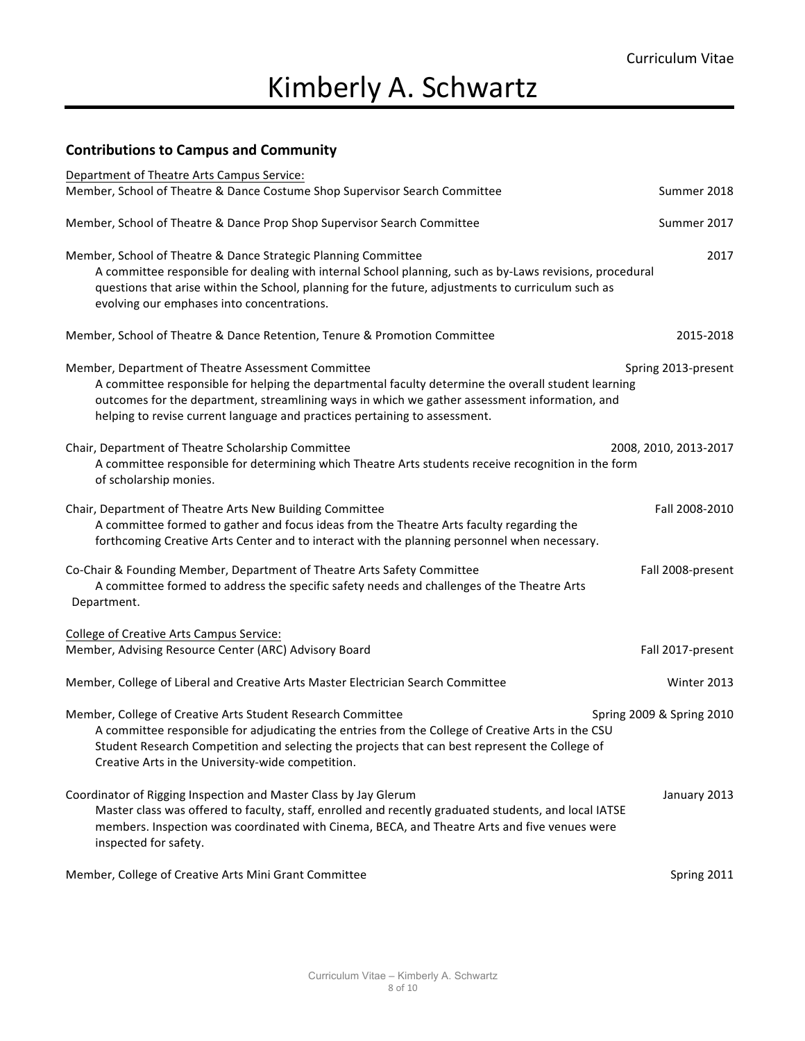Curriculum Vitae

# Kimberly A. Schwartz

## Contributions to Campus and Community

Department of Theatre Arts Campus Service:

Member, School of Theatre & Dance Costume Shop Supervisor Search Committee — Summer 2018

Member, School of Theatre & Dance Prop Shop Supervisor Search Committee — Summer 2017

Member, School of Theatre & Dance Strategic Planning Committee — 2017
A committee responsible for dealing with internal School planning, such as by-Laws revisions, procedural questions that arise within the School, planning for the future, adjustments to curriculum such as evolving our emphases into concentrations.

Member, School of Theatre & Dance Retention, Tenure & Promotion Committee — 2015-2018

Member, Department of Theatre Assessment Committee — Spring 2013-present
A committee responsible for helping the departmental faculty determine the overall student learning outcomes for the department, streamlining ways in which we gather assessment information, and helping to revise current language and practices pertaining to assessment.

Chair, Department of Theatre Scholarship Committee — 2008, 2010, 2013-2017
A committee responsible for determining which Theatre Arts students receive recognition in the form of scholarship monies.

Chair, Department of Theatre Arts New Building Committee — Fall 2008-2010
A committee formed to gather and focus ideas from the Theatre Arts faculty regarding the forthcoming Creative Arts Center and to interact with the planning personnel when necessary.

Co-Chair & Founding Member, Department of Theatre Arts Safety Committee — Fall 2008-present
A committee formed to address the specific safety needs and challenges of the Theatre Arts Department.

College of Creative Arts Campus Service:

Member, Advising Resource Center (ARC) Advisory Board — Fall 2017-present

Member, College of Liberal and Creative Arts Master Electrician Search Committee — Winter 2013

Member, College of Creative Arts Student Research Committee — Spring 2009 & Spring 2010
A committee responsible for adjudicating the entries from the College of Creative Arts in the CSU Student Research Competition and selecting the projects that can best represent the College of Creative Arts in the University-wide competition.

Coordinator of Rigging Inspection and Master Class by Jay Glerum — January 2013
Master class was offered to faculty, staff, enrolled and recently graduated students, and local IATSE members. Inspection was coordinated with Cinema, BECA, and Theatre Arts and five venues were inspected for safety.

Member, College of Creative Arts Mini Grant Committee — Spring 2011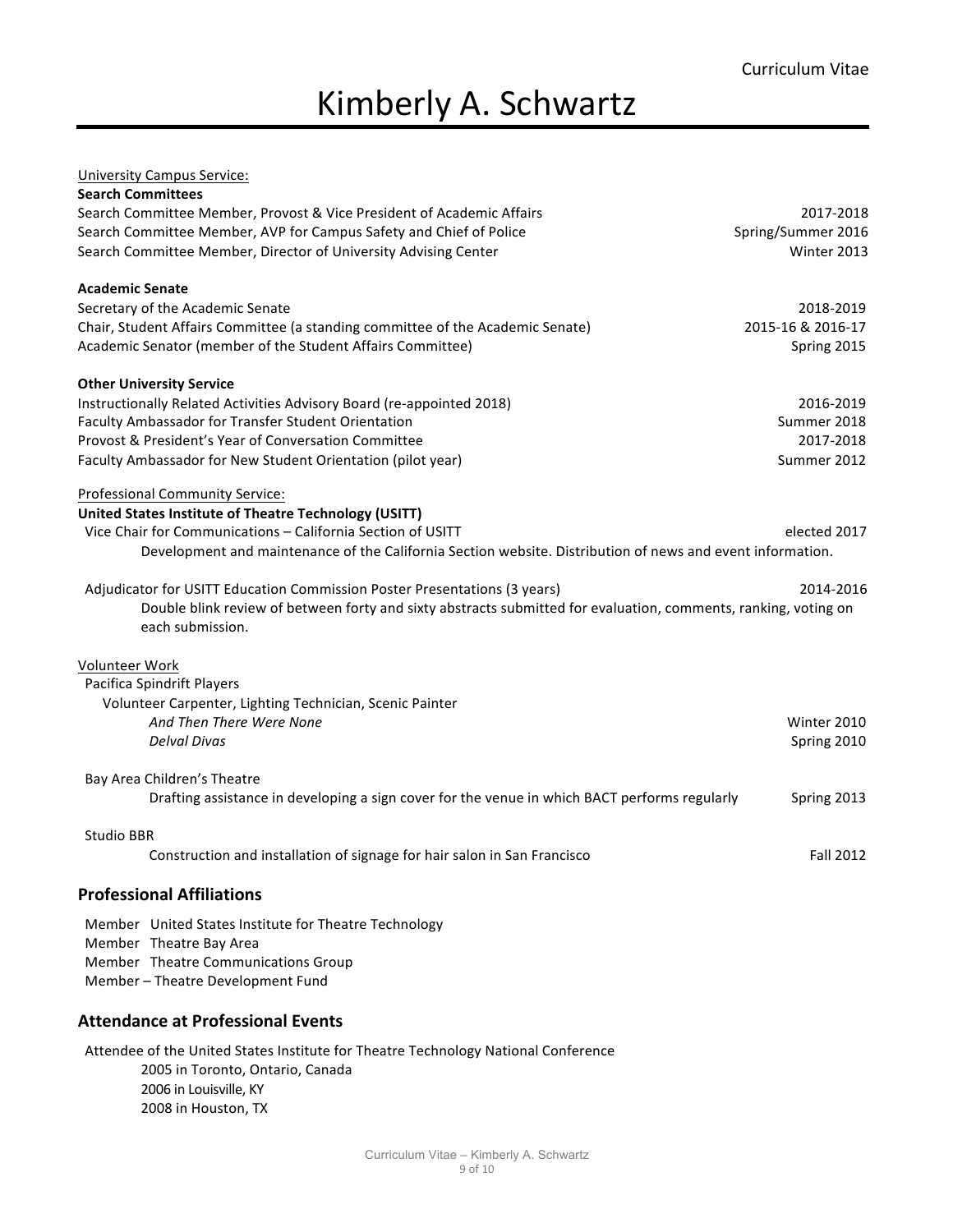University Campus Service:

**Search Committees**

Search Committee Member, Provost & Vice President of Academic Affairs — 2017-2018
Search Committee Member, AVP for Campus Safety and Chief of Police — Spring/Summer 2016
Search Committee Member, Director of University Advising Center — Winter 2013

**Academic Senate**

Secretary of the Academic Senate — 2018-2019
Chair, Student Affairs Committee (a standing committee of the Academic Senate) — 2015-16 & 2016-17
Academic Senator (member of the Student Affairs Committee) — Spring 2015

**Other University Service**

Instructionally Related Activities Advisory Board (re-appointed 2018) — 2016-2019
Faculty Ambassador for Transfer Student Orientation — Summer 2018
Provost & President's Year of Conversation Committee — 2017-2018
Faculty Ambassador for New Student Orientation (pilot year) — Summer 2012

Professional Community Service:

**United States Institute of Theatre Technology (USITT)**

Vice Chair for Communications – California Section of USITT — elected 2017
Development and maintenance of the California Section website. Distribution of news and event information.

Adjudicator for USITT Education Commission Poster Presentations (3 years) — 2014-2016
Double blink review of between forty and sixty abstracts submitted for evaluation, comments, ranking, voting on each submission.

Volunteer Work

Pacifica Spindrift Players
Volunteer Carpenter, Lighting Technician, Scenic Painter
*And Then There Were None* — Winter 2010
*Delval Divas* — Spring 2010

Bay Area Children's Theatre
Drafting assistance in developing a sign cover for the venue in which BACT performs regularly — Spring 2013

Studio BBR
Construction and installation of signage for hair salon in San Francisco — Fall 2012

## Professional Affiliations

Member United States Institute for Theatre Technology
Member Theatre Bay Area
Member Theatre Communications Group
Member – Theatre Development Fund

## Attendance at Professional Events

Attendee of the United States Institute for Theatre Technology National Conference
2005 in Toronto, Ontario, Canada
2006 in Louisville, KY
2008 in Houston, TX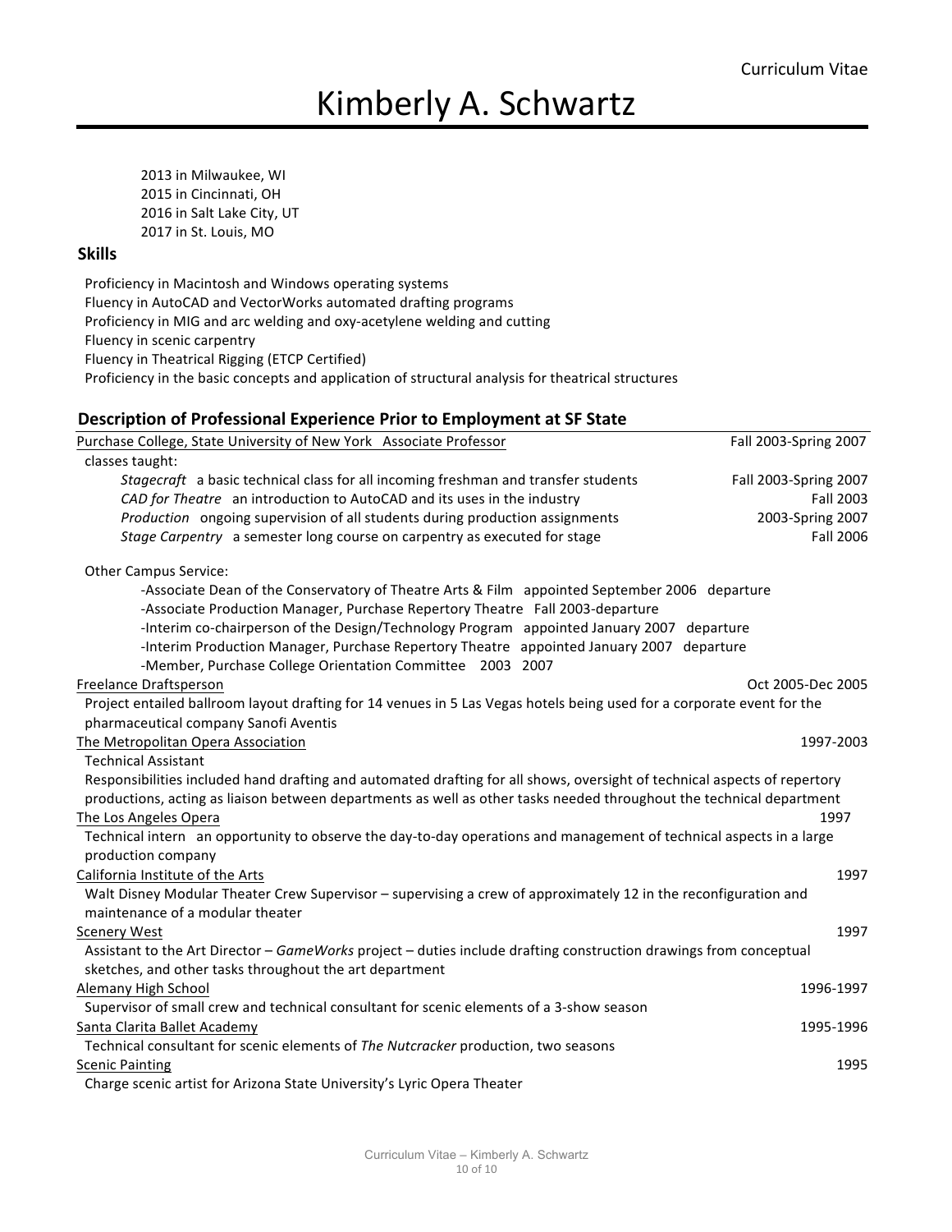2013 in Milwaukee, WI
2015 in Cincinnati, OH
2016 in Salt Lake City, UT
2017 in St. Louis, MO

## Skills

Proficiency in Macintosh and Windows operating systems
Fluency in AutoCAD and VectorWorks automated drafting programs
Proficiency in MIG and arc welding and oxy-acetylene welding and cutting
Fluency in scenic carpentry
Fluency in Theatrical Rigging (ETCP Certified)
Proficiency in the basic concepts and application of structural analysis for theatrical structures

## Description of Professional Experience Prior to Employment at SF State

Purchase College, State University of New York Associate Professor — Fall 2003-Spring 2007

classes taught:

- *Stagecraft* a basic technical class for all incoming freshman and transfer students — Fall 2003-Spring 2007
- *CAD for Theatre* an introduction to AutoCAD and its uses in the industry — Fall 2003
- *Production* ongoing supervision of all students during production assignments — 2003-Spring 2007
- *Stage Carpentry* a semester long course on carpentry as executed for stage — Fall 2006

Other Campus Service:

- -Associate Dean of the Conservatory of Theatre Arts & Film appointed September 2006 departure
- -Associate Production Manager, Purchase Repertory Theatre Fall 2003-departure
- -Interim co-chairperson of the Design/Technology Program appointed January 2007 departure
- -Interim Production Manager, Purchase Repertory Theatre appointed January 2007 departure
- -Member, Purchase College Orientation Committee 2003 2007

Freelance Draftsperson — Oct 2005-Dec 2005
Project entailed ballroom layout drafting for 14 venues in 5 Las Vegas hotels being used for a corporate event for the pharmaceutical company Sanofi Aventis

The Metropolitan Opera Association — 1997-2003
Technical Assistant
Responsibilities included hand drafting and automated drafting for all shows, oversight of technical aspects of repertory productions, acting as liaison between departments as well as other tasks needed throughout the technical department

The Los Angeles Opera — 1997
Technical intern an opportunity to observe the day-to-day operations and management of technical aspects in a large production company

California Institute of the Arts — 1997
Walt Disney Modular Theater Crew Supervisor – supervising a crew of approximately 12 in the reconfiguration and maintenance of a modular theater

Scenery West — 1997
Assistant to the Art Director – *GameWorks* project – duties include drafting construction drawings from conceptual sketches, and other tasks throughout the art department

Alemany High School — 1996-1997
Supervisor of small crew and technical consultant for scenic elements of a 3-show season

Santa Clarita Ballet Academy — 1995-1996
Technical consultant for scenic elements of *The Nutcracker* production, two seasons

Scenic Painting — 1995
Charge scenic artist for Arizona State University's Lyric Opera Theater